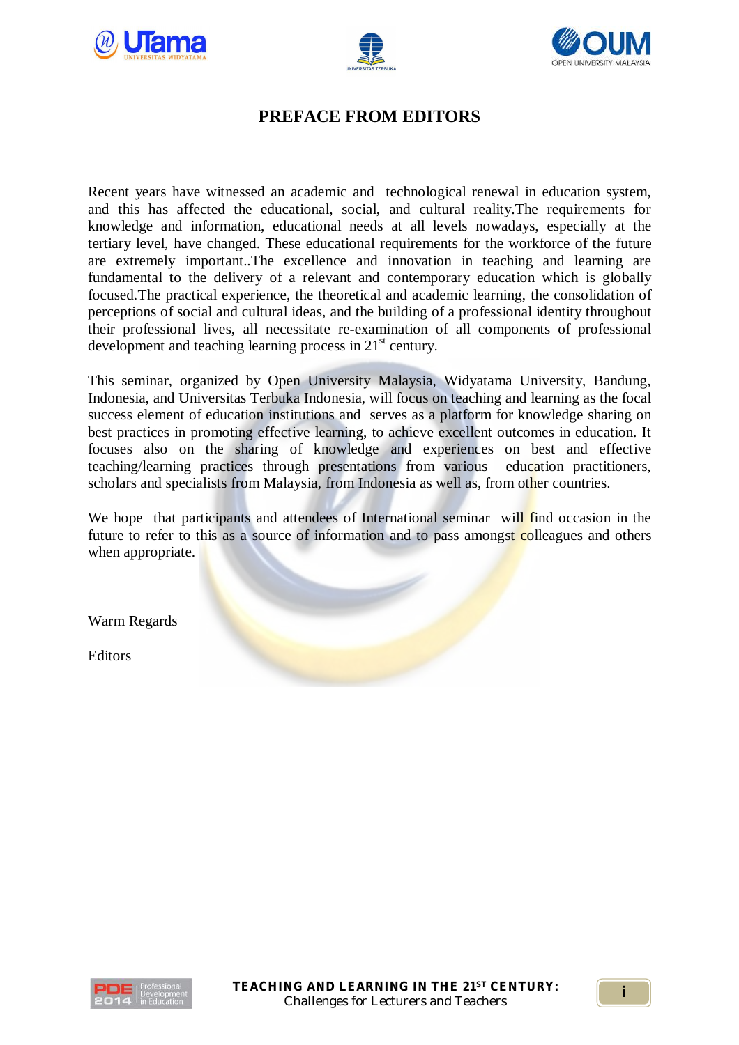# PREFACE FROM EDITORS

Recent years have witnessed an academic and technological renewal in education system, and this has affected the educational, social, and cultural reality.The requirements for knowledge and information, educational needs at all levels nowadays, especially at the tertiary level, have changed. These educational requirements for the workforce of the future are extremely important..The excellence and innovation in teaching and learning are fundamental to the delivery of a relevant and contemporary education which is globally focused.The practical experience, the theoretical and academic learning, the consolidation of perceptions of social and cultural ideas, and the building of a professional identity throughout their professional lives, all necessitate re-examination of all components of professional development and teaching learning process in 21st century.

This seminar, organized by Open University Malaysia, Widyatama University, Bandung, Indonesia, and Universitas Terbuka Indonesia, will focus on teaching and learning as the focal success element of education institutions and serves as a platform for knowledge sharing on best practices in promoting effective learning, to achieve excellent outcomes in education. It focuses also on the sharing of knowledge and experiences on best and effective teaching/learning practices through presentations from various education practitioners, scholars and specialists from Malaysia, from Indonesia as well as, from other countries.

We hope that participants and attendees of International seminar will find occasion in the future to refer to this as a source of information and to pass amongst colleagues and others when appropriate.

Warm Regards

Editors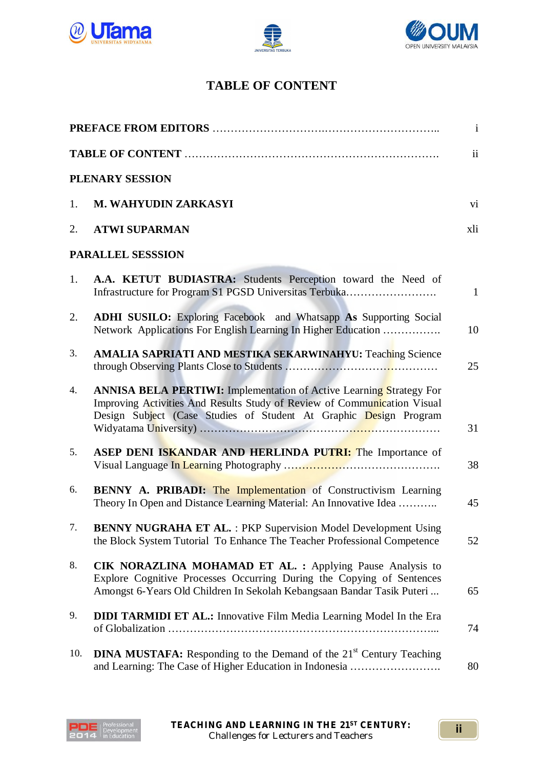# TABLE OF CONTENT

**PREFACE FROM EDITORS** ……………………….……………………….. i

**TABLE OF CONTENT** ………………………………………………………. ii

**PLENARY SESSION**

1. **M. WAHYUDIN ZARKASYI** vi

2. **ATWI SUPARMAN** xli

**PARALLEL SESSSION**

1. **A.A. KETUT BUDIASTRA:** Students Perception toward the Need of Infrastructure for Program S1 PGSD Universitas Terbuka……………………. 1

2. **ADHI SUSILO:** Exploring Facebook and Whatsapp **As** Supporting Social Network Applications For English Learning In Higher Education ……………. 10

3. **AMALIA SAPRIATI AND MESTIKA SEKARWINAHYU:** Teaching Science through Observing Plants Close to Students …………………………………… 25

4. **ANNISA BELA PERTIWI:** Implementation of Active Learning Strategy For Improving Activities And Results Study of Review of Communication Visual Design Subject (Case Studies of Student At Graphic Design Program Widyatama University) ………………………………………………………… 31

5. **ASEP DENI ISKANDAR AND HERLINDA PUTRI:** The Importance of Visual Language In Learning Photography …………………………………… 38

6. **BENNY A. PRIBADI:** The Implementation of Constructivism Learning Theory In Open and Distance Learning Material: An Innovative Idea ……….. 45

7. **BENNY NUGRAHA ET AL.** : PKP Supervision Model Development Using the Block System Tutorial To Enhance The Teacher Professional Competence 52

8. **CIK NORAZLINA MOHAMAD ET AL. :** Applying Pause Analysis to Explore Cognitive Processes Occurring During the Copying of Sentences Amongst 6-Years Old Children In Sekolah Kebangsaan Bandar Tasik Puteri ... 65

9. **DIDI TARMIDI ET AL.:** Innovative Film Media Learning Model In the Era of Globalization ………………………………………………………………... 74

10. **DINA MUSTAFA:** Responding to the Demand of the 21st Century Teaching and Learning: The Case of Higher Education in Indonesia ……………………. 80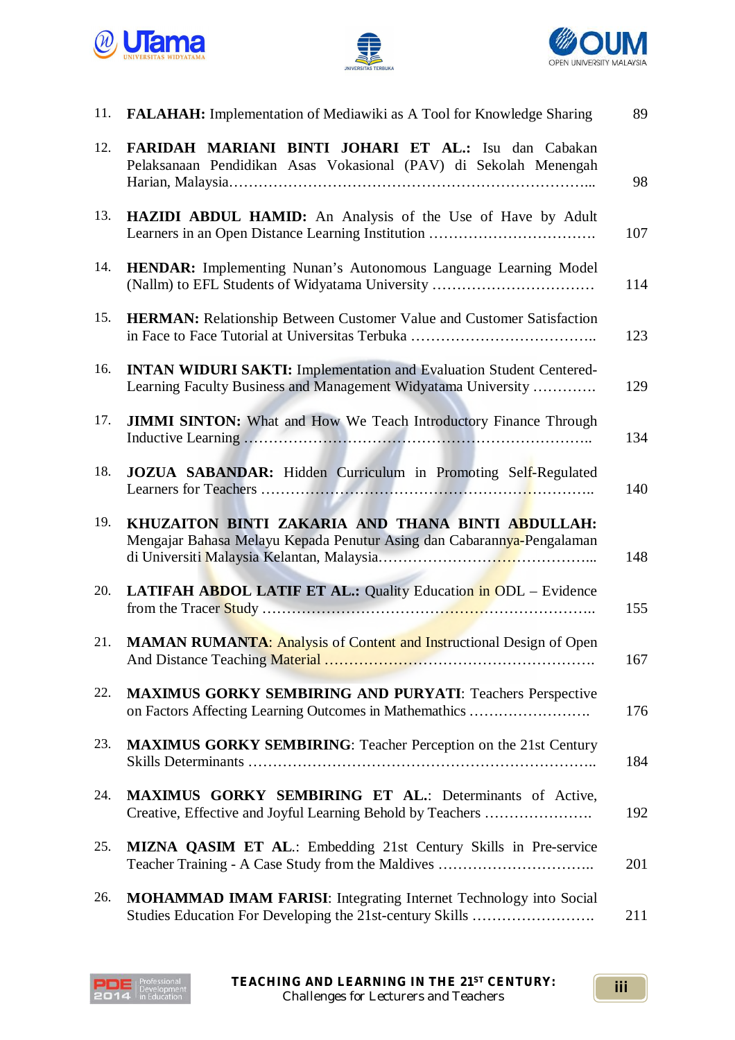| | | |
|---|---|---|
| 11. | **FALAHAH:** Implementation of Mediawiki as A Tool for Knowledge Sharing | 89 |
| 12. | **FARIDAH MARIANI BINTI JOHARI ET AL.:** Isu dan Cabakan Pelaksanaan Pendidikan Asas Vokasional (PAV) di Sekolah Menengah Harian, Malaysia…………………………………………………………………... | 98 |
| 13. | **HAZIDI ABDUL HAMID:** An Analysis of the Use of Have by Adult Learners in an Open Distance Learning Institution ……………………………. | 107 |
| 14. | **HENDAR:** Implementing Nunan's Autonomous Language Learning Model (Nallm) to EFL Students of Widyatama University …………………………… | 114 |
| 15. | **HERMAN:** Relationship Between Customer Value and Customer Satisfaction in Face to Face Tutorial at Universitas Terbuka ……………………………….. | 123 |
| 16. | **INTAN WIDURI SAKTI:** Implementation and Evaluation Student Centered-Learning Faculty Business and Management Widyatama University …………. | 129 |
| 17. | **JIMMI SINTON:** What and How We Teach Introductory Finance Through Inductive Learning …………………………………………………………….. | 134 |
| 18. | **JOZUA SABANDAR:** Hidden Curriculum in Promoting Self-Regulated Learners for Teachers …………………………………………………………….. | 140 |
| 19. | **KHUZAITON BINTI ZAKARIA AND THANA BINTI ABDULLAH:** Mengajar Bahasa Melayu Kepada Penutur Asing dan Cabarannya-Pengalaman di Universiti Malaysia Kelantan, Malaysia……………………………………... | 148 |
| 20. | **LATIFAH ABDOL LATIF ET AL.:** Quality Education in ODL – Evidence from the Tracer Study …………………………………………………………….. | 155 |
| 21. | **MAMAN RUMANTA**: Analysis of Content and Instructional Design of Open And Distance Teaching Material ………………………………………………. | 167 |
| 22. | **MAXIMUS GORKY SEMBIRING AND PURYATI**: Teachers Perspective on Factors Affecting Learning Outcomes in Mathematics ……………………. | 176 |
| 23. | **MAXIMUS GORKY SEMBIRING**: Teacher Perception on the 21st Century Skills Determinants …………………………………………………………….. | 184 |
| 24. | **MAXIMUS GORKY SEMBIRING ET AL.**: Determinants of Active, Creative, Effective and Joyful Learning Behold by Teachers …………………. | 192 |
| 25. | **MIZNA QASIM ET AL.**: Embedding 21st Century Skills in Pre-service Teacher Training - A Case Study from the Maldives ………………………….. | 201 |
| 26. | **MOHAMMAD IMAM FARISI**: Integrating Internet Technology into Social Studies Education For Developing the 21st-century Skills ……………………. | 211 |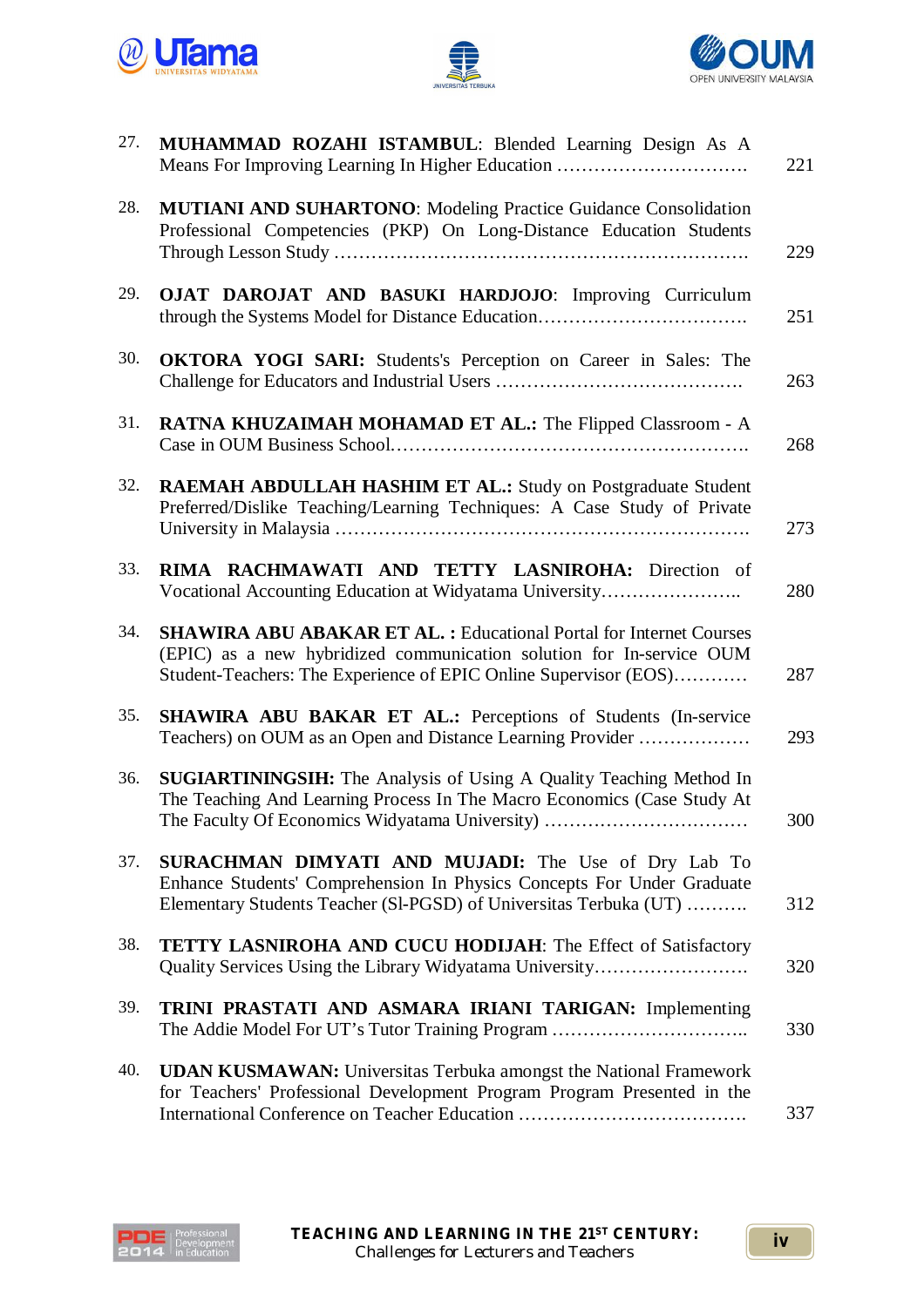| | | |
|---|---|---|
| 27. | **MUHAMMAD ROZAHI ISTAMBUL**: Blended Learning Design As A Means For Improving Learning In Higher Education ………………………….. | 221 |
| 28. | **MUTIANI AND SUHARTONO**: Modeling Practice Guidance Consolidation Professional Competencies (PKP) On Long-Distance Education Students Through Lesson Study …………………………………………………………. | 229 |
| 29. | **OJAT DAROJAT AND BASUKI HARDJOJO**: Improving Curriculum through the Systems Model for Distance Education…………………………….. | 251 |
| 30. | **OKTORA YOGI SARI:** Students's Perception on Career in Sales: The Challenge for Educators and Industrial Users …………………………………. | 263 |
| 31. | **RATNA KHUZAIMAH MOHAMAD ET AL.:** The Flipped Classroom - A Case in OUM Business School………………………………………………….. | 268 |
| 32. | **RAEMAH ABDULLAH HASHIM ET AL.:** Study on Postgraduate Student Preferred/Dislike Teaching/Learning Techniques: A Case Study of Private University in Malaysia ………………………………………………………….. | 273 |
| 33. | **RIMA RACHMAWATI AND TETTY LASNIROHA:** Direction of Vocational Accounting Education at Widyatama University………………….. | 280 |
| 34. | **SHAWIRA ABU ABAKAR ET AL. :** Educational Portal for Internet Courses (EPIC) as a new hybridized communication solution for In-service OUM Student-Teachers: The Experience of EPIC Online Supervisor (EOS)………… | 287 |
| 35. | **SHAWIRA ABU BAKAR ET AL.:** Perceptions of Students (In-service Teachers) on OUM as an Open and Distance Learning Provider ……………… | 293 |
| 36. | **SUGIARTININGSIH:** The Analysis of Using A Quality Teaching Method In The Teaching And Learning Process In The Macro Economics (Case Study At The Faculty Of Economics Widyatama University) …………………………… | 300 |
| 37. | **SURACHMAN DIMYATI AND MUJADI:** The Use of Dry Lab To Enhance Students' Comprehension In Physics Concepts For Under Graduate Elementary Students Teacher (Sl-PGSD) of Universitas Terbuka (UT) ………. | 312 |
| 38. | **TETTY LASNIROHA AND CUCU HODIJAH**: The Effect of Satisfactory Quality Services Using the Library Widyatama University……………………. | 320 |
| 39. | **TRINI PRASTATI AND ASMARA IRIANI TARIGAN:** Implementing The Addie Model For UT's Tutor Training Program ………………………….. | 330 |
| 40. | **UDAN KUSMAWAN:** Universitas Terbuka amongst the National Framework for Teachers' Professional Development Program Program Presented in the International Conference on Teacher Education ………………………………. | 337 |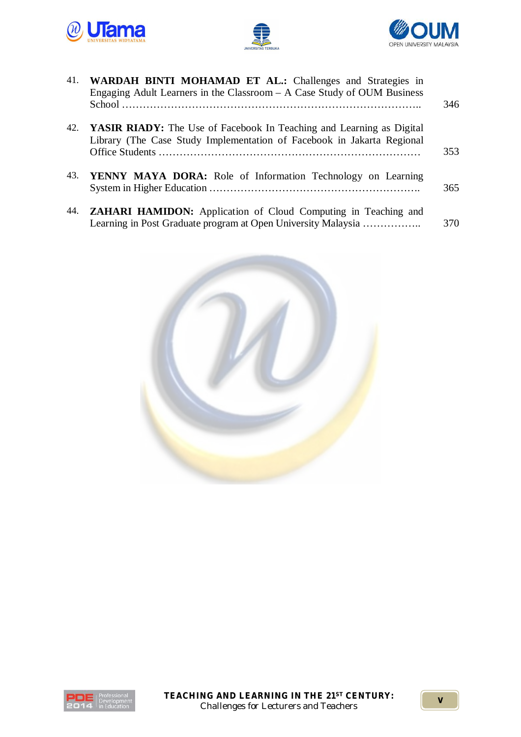41. **WARDAH BINTI MOHAMAD ET AL.:** Challenges and Strategies in Engaging Adult Learners in the Classroom – A Case Study of OUM Business School ………………………………………………………………………….. 346

42. **YASIR RIADY:** The Use of Facebook In Teaching and Learning as Digital Library (The Case Study Implementation of Facebook in Jakarta Regional Office Students ………………………………………………………………… 353

43. **YENNY MAYA DORA:** Role of Information Technology on Learning System in Higher Education ………………………………………………….. 365

44. **ZAHARI HAMIDON:** Application of Cloud Computing in Teaching and Learning in Post Graduate program at Open University Malaysia …………….. 370